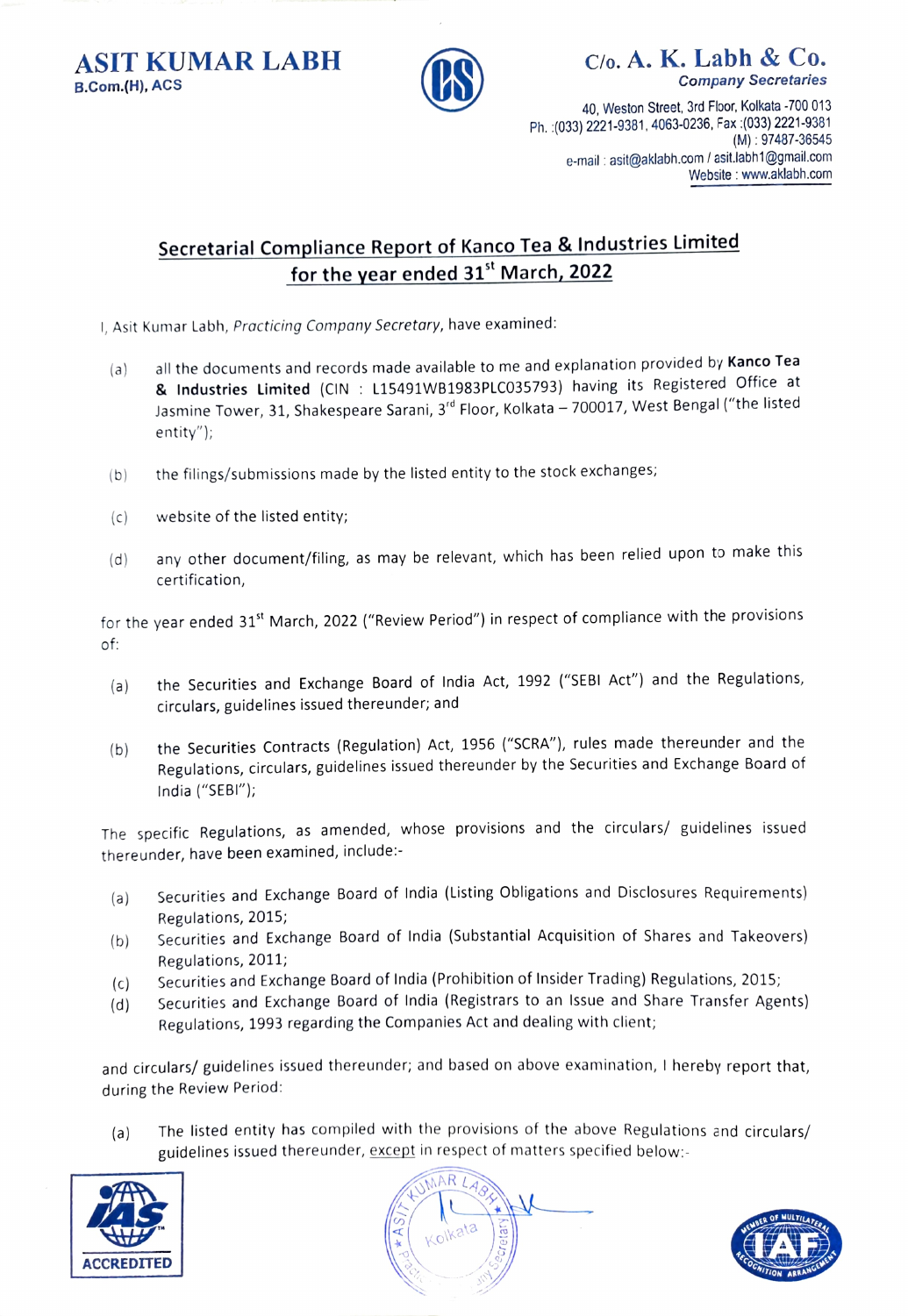**ASIT KUMAR LABH**
**B.Com.(H), ACS**

C/o. **A. K. Labh & Co.**
*Company Secretaries*

40, Weston Street, 3rd Floor, Kolkata -700 013
Ph. :(033) 2221-9381, 4063-0236, Fax :(033) 2221-9381
(M) : 97487-36545
e-mail : asit@aklabh.com / asit.labh1@gmail.com
Website : www.aklabh.com

## Secretarial Compliance Report of Kanco Tea & Industries Limited for the year ended 31st March, 2022

I, Asit Kumar Labh, *Practicing Company Secretary*, have examined:

(a) all the documents and records made available to me and explanation provided by **Kanco Tea & Industries Limited** (CIN : L15491WB1983PLC035793) having its Registered Office at Jasmine Tower, 31, Shakespeare Sarani, 3rd Floor, Kolkata – 700017, West Bengal ("the listed entity");

(b) the filings/submissions made by the listed entity to the stock exchanges;

(c) website of the listed entity;

(d) any other document/filing, as may be relevant, which has been relied upon to make this certification,

for the year ended 31st March, 2022 ("Review Period") in respect of compliance with the provisions of:

(a) the Securities and Exchange Board of India Act, 1992 ("SEBI Act") and the Regulations, circulars, guidelines issued thereunder; and

(b) the Securities Contracts (Regulation) Act, 1956 ("SCRA"), rules made thereunder and the Regulations, circulars, guidelines issued thereunder by the Securities and Exchange Board of India ("SEBI");

The specific Regulations, as amended, whose provisions and the circulars/ guidelines issued thereunder, have been examined, include:-

(a) Securities and Exchange Board of India (Listing Obligations and Disclosures Requirements) Regulations, 2015;
(b) Securities and Exchange Board of India (Substantial Acquisition of Shares and Takeovers) Regulations, 2011;
(c) Securities and Exchange Board of India (Prohibition of Insider Trading) Regulations, 2015;
(d) Securities and Exchange Board of India (Registrars to an Issue and Share Transfer Agents) Regulations, 1993 regarding the Companies Act and dealing with client;

and circulars/ guidelines issued thereunder; and based on above examination, I hereby report that, during the Review Period:

(a) The listed entity has compiled with the provisions of the above Regulations and circulars/ guidelines issued thereunder, <u>except</u> in respect of matters specified below:-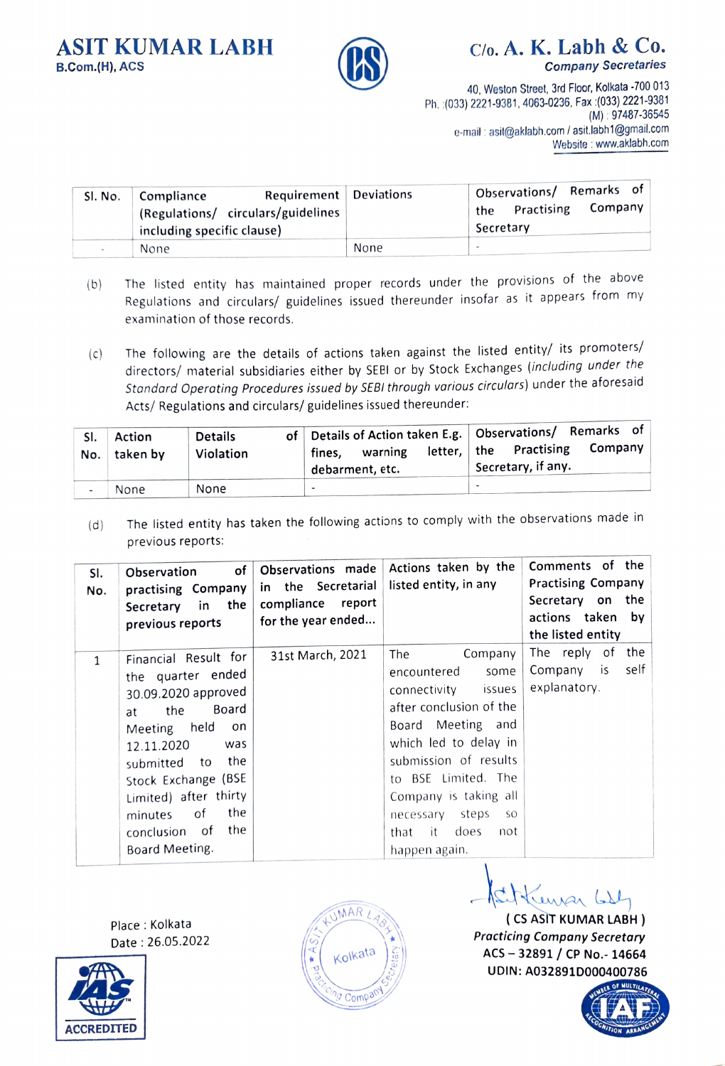**ASIT KUMAR LABH**
**B.Com.(H), ACS**

C/o. **A. K. Labh & Co.**
*Company Secretaries*

40, Weston Street, 3rd Floor, Kolkata -700 013
Ph. :(033) 2221-9381, 4063-0236, Fax :(033) 2221-9381
(M) : 97487-36545
e-mail : asit@aklabh.com / asit.labh1@gmail.com
Website : www.aklabh.com

| Sl. No. | Compliance Requirement (Regulations/ circulars/guidelines including specific clause) | Deviations | Observations/ Remarks of the Practising Company Secretary |
|---|---|---|---|
| - | None | None | - |

(b) The listed entity has maintained proper records under the provisions of the above Regulations and circulars/ guidelines issued thereunder insofar as it appears from my examination of those records.

(c) The following are the details of actions taken against the listed entity/ its promoters/ directors/ material subsidiaries either by SEBI or by Stock Exchanges (*including under the Standard Operating Procedures issued by SEBI through various circulars*) under the aforesaid Acts/ Regulations and circulars/ guidelines issued thereunder:

| Sl. No. | Action taken by | Details of Violation | Details of Action taken E.g. fines, warning letter, debarment, etc. | Observations/ Remarks of the Practising Company Secretary, if any. |
|---|---|---|---|---|
| - | None | None | - | - |

(d) The listed entity has taken the following actions to comply with the observations made in previous reports:

| Sl. No. | Observation of practising Company Secretary in the previous reports | Observations made in the Secretarial compliance report for the year ended... | Actions taken by the listed entity, in any | Comments of the Practising Company Secretary on the actions taken by the listed entity |
|---|---|---|---|---|
| 1 | Financial Result for the quarter ended 30.09.2020 approved at the Board Meeting held on 12.11.2020 was submitted to the Stock Exchange (BSE Limited) after thirty minutes of the conclusion of the Board Meeting. | 31st March, 2021 | The Company encountered some connectivity issues after conclusion of the Board Meeting and which led to delay in submission of results to BSE Limited. The Company is taking all necessary steps so that it does not happen again. | The reply of the Company is self explanatory. |

Place : Kolkata
Date : 26.05.2022

**( CS ASIT KUMAR LABH )**
*Practicing Company Secretary*
**ACS – 32891 / CP No.- 14664**
**UDIN: A032891D000400786**